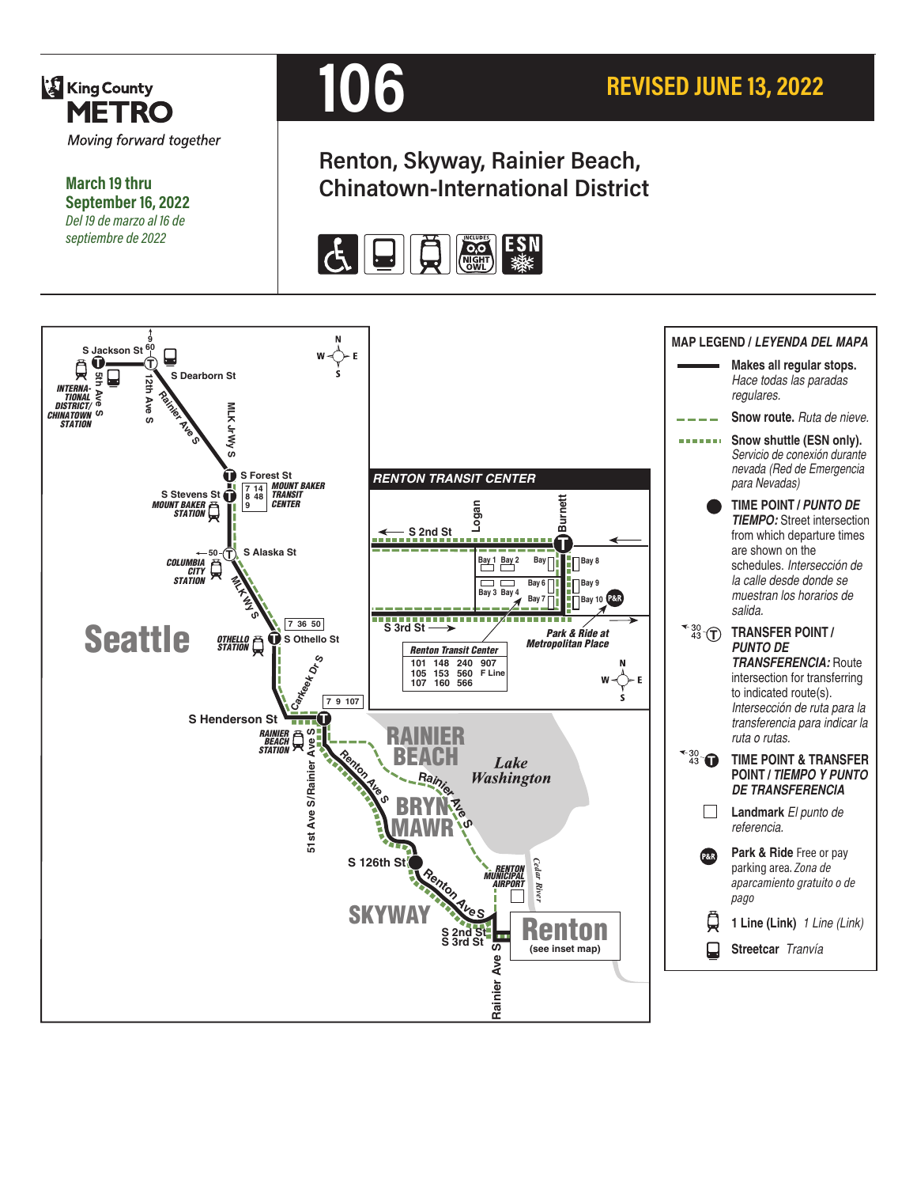King County METRO

*Moving forward together*

**March 19 thru September 16, 2022**

*Del 19 de marzo al 16 de septiembre de 2022*

# 106

**REVISED JUNE 13, 2022**

## Renton, Skyway, Rainier Beach, Chinatown-International District

S Jackson St 9 60
S Dearborn St
INTERNATIONAL DISTRICT/ CHINATOWN STATION
5th Ave S
12th Ave S
Rainier Ave S
MLK Jr Wy S
S Forest St
7 14 8 48 9 MOUNT BAKER TRANSIT CENTER
S Stevens St
MOUNT BAKER STATION
50 S Alaska St
COLUMBIA CITY STATION
MLK Wy S
7 36 50
Seattle
OTHELLO STATION S Othello St
Carkeek Dr S
7 9 107
S Henderson St
RAINIER BEACH STATION
51st Ave S/Rainier Ave S
Renton Ave S
RAINIER BEACH
Rainier Ave S
Lake Washington
BRYN MAWR
S 126th St
Renton Ave S
RENTON MUNICIPAL AIRPORT
Cedar River
SKYWAY
S 2nd St
S 3rd St
Renton (see inset map)
Rainier Ave S

### RENTON TRANSIT CENTER

S 2nd St
Logan
Burnett
Bay 1 Bay 2 Bay Bay 8
Bay 6 Bay 9
Bay 3 Bay 4 Bay 7 Bay 10 P&R
S 3rd St
Park & Ride at Metropolitan Place

| Renton Transit Center | | | |
|---|---|---|---|
| 101 | 148 | 240 | 907 |
| 105 | 153 | 560 | F Line |
| 107 | 160 | 566 | |

### MAP LEGEND / *LEYENDA DEL MAPA*

- **Makes all regular stops.** *Hace todas las paradas regulares.*
- **Snow route.** *Ruta de nieve.*
- **Snow shuttle (ESN only).** *Servicio de conexión durante nevada (Red de Emergencia para Nevadas)*
- **TIME POINT / *PUNTO DE TIEMPO:*** Street intersection from which departure times are shown on the schedules. *Intersección de la calle desde donde se muestran los horarios de salida.*
- **TRANSFER POINT / *PUNTO DE TRANSFERENCIA:*** Route intersection for transferring to indicated route(s). *Intersección de ruta para la transferencia para indicar la ruta o rutas.*
- **TIME POINT & TRANSFER POINT / *TIEMPO Y PUNTO DE TRANSFERENCIA***
- **Landmark** *El punto de referencia.*
- **Park & Ride** Free or pay parking area. *Zona de aparcamiento gratuito o de pago*
- **1 Line (Link)** *1 Line (Link)*
- **Streetcar** *Tranvía*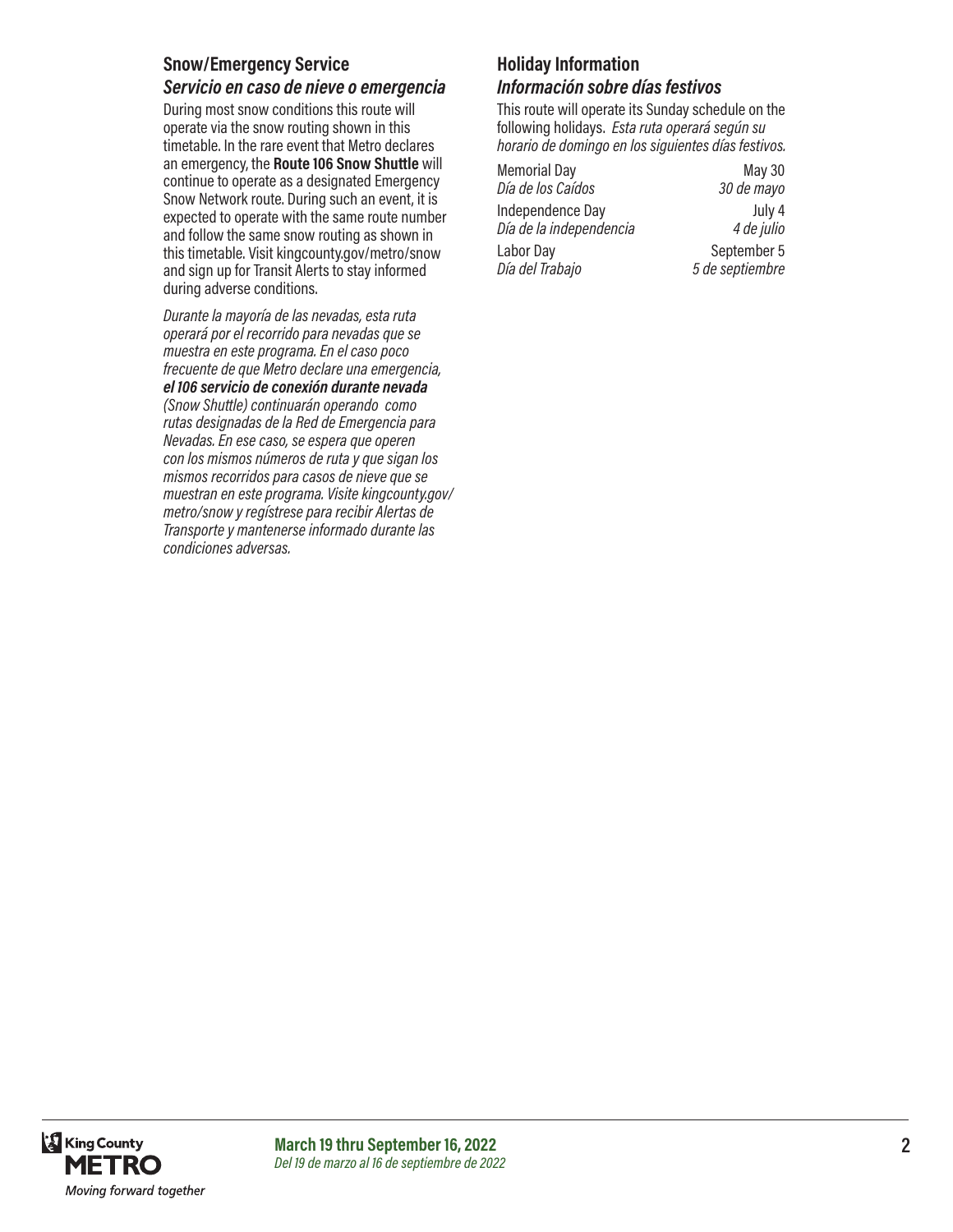## Snow/Emergency Service
### *Servicio en caso de nieve o emergencia*

During most snow conditions this route will operate via the snow routing shown in this timetable. In the rare event that Metro declares an emergency, the **Route 106 Snow Shuttle** will continue to operate as a designated Emergency Snow Network route. During such an event, it is expected to operate with the same route number and follow the same snow routing as shown in this timetable. Visit kingcounty.gov/metro/snow and sign up for Transit Alerts to stay informed during adverse conditions.

*Durante la mayoría de las nevadas, esta ruta operará por el recorrido para nevadas que se muestra en este programa. En el caso poco frecuente de que Metro declare una emergencia,* ***el 106 servicio de conexión durante nevada*** *(Snow Shuttle) continuarán operando como rutas designadas de la Red de Emergencia para Nevadas. En ese caso, se espera que operen con los mismos números de ruta y que sigan los mismos recorridos para casos de nieve que se muestran en este programa. Visite kingcounty.gov/metro/snow y regístrese para recibir Alertas de Transporte y mantenerse informado durante las condiciones adversas.*

## Holiday Information
### *Información sobre días festivos*

This route will operate its Sunday schedule on the following holidays. *Esta ruta operará según su horario de domingo en los siguientes días festivos.*

| Holiday | Date |
|---|---|
| Memorial Day<br>*Día de los Caídos* | May 30<br>*30 de mayo* |
| Independence Day<br>*Día de la independencia* | July 4<br>*4 de julio* |
| Labor Day<br>*Día del Trabajo* | September 5<br>*5 de septiembre* |

**March 19 thru September 16, 2022**
*Del 19 de marzo al 16 de septiembre de 2022*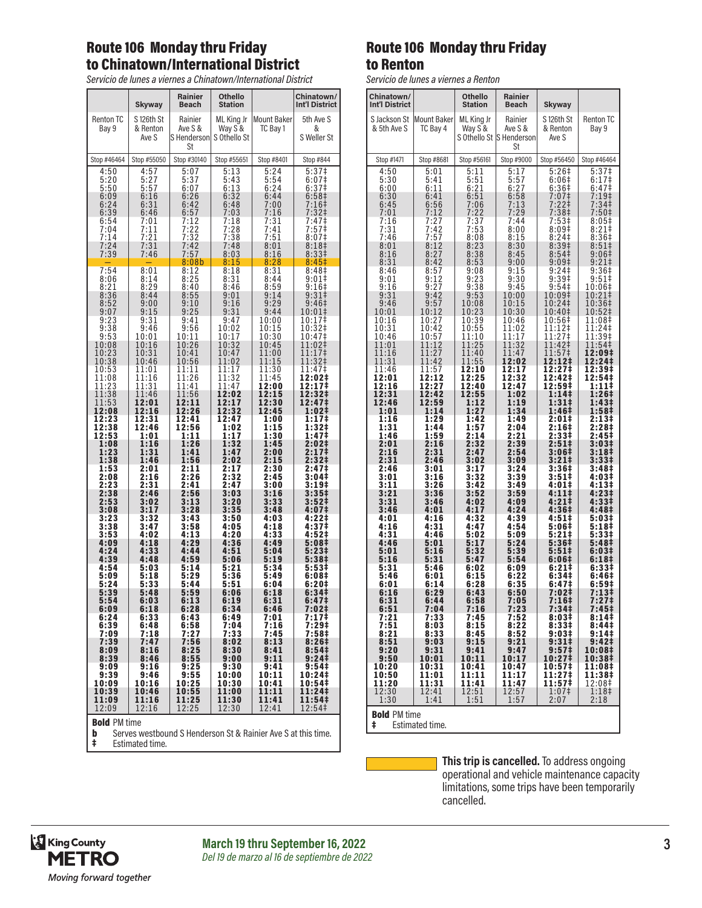## Route 106 Monday thru Friday to Chinatown/International District

*Servicio de lunes a viernes a Chinatown/International District*

| | Skyway | Rainier Beach | Othello Station | | Chinatown/ Int'l District |
|---|---|---|---|---|---|
| Renton TC Bay 9 | S 126th St & Renton Ave S | Rainier Ave S & S Henderson St | ML King Jr Way S & S Othello St | Mount Baker TC Bay 1 | 5th Ave S & S Weller St |
| Stop #46464 | Stop #55050 | Stop #30140 | Stop #55651 | Stop #8401 | Stop #844 |
| 4:50 | 4:57 | 5:07 | 5:13 | 5:24 | 5:37‡ |
| 5:20 | 5:27 | 5:37 | 5:43 | 5:54 | 6:07‡ |
| 5:50 | 5:57 | 6:07 | 6:13 | 6:24 | 6:37‡ |
| 6:09 | 6:16 | 6:26 | 6:32 | 6:44 | 6:58‡ |
| 6:24 | 6:31 | 6:42 | 6:48 | 7:00 | 7:16‡ |
| 6:39 | 6:46 | 6:57 | 7:03 | 7:16 | 7:32‡ |
| 6:54 | 7:01 | 7:12 | 7:18 | 7:31 | 7:47‡ |
| 7:04 | 7:11 | 7:22 | 7:28 | 7:41 | 7:57‡ |
| 7:14 | 7:21 | 7:32 | 7:38 | 7:51 | 8:07‡ |
| 7:24 | 7:31 | 7:42 | 7:48 | 8:01 | 8:18‡ |
| 7:39 | 7:46 | 7:57 | 8:03 | 8:16 | 8:33‡ |
| — | — | 8:08b | 8:15 | 8:28 | 8:45‡ |
| 7:54 | 8:01 | 8:12 | 8:18 | 8:31 | 8:48‡ |
| 8:06 | 8:14 | 8:25 | 8:31 | 8:44 | 9:01‡ |
| 8:21 | 8:29 | 8:40 | 8:46 | 8:59 | 9:16‡ |
| 8:36 | 8:44 | 8:55 | 9:01 | 9:14 | 9:31‡ |
| 8:52 | 9:00 | 9:10 | 9:16 | 9:29 | 9:46‡ |
| 9:07 | 9:15 | 9:25 | 9:31 | 9:44 | 10:01‡ |
| 9:23 | 9:31 | 9:41 | 9:47 | 10:00 | 10:17‡ |
| 9:38 | 9:46 | 9:56 | 10:02 | 10:15 | 10:32‡ |
| 9:53 | 10:01 | 10:11 | 10:17 | 10:30 | 10:47‡ |
| 10:08 | 10:16 | 10:26 | 10:32 | 10:45 | 11:02‡ |
| 10:23 | 10:31 | 10:41 | 10:47 | 11:00 | 11:17‡ |
| 10:38 | 10:46 | 10:56 | 11:02 | 11:15 | 11:32‡ |
| 10:53 | 11:01 | 11:11 | 11:17 | 11:30 | 11:47‡ |
| 11:08 | 11:16 | 11:26 | 11:32 | 11:45 | **12:02‡** |
| 11:23 | 11:31 | 11:41 | 11:47 | **12:00** | **12:17‡** |
| 11:38 | 11:46 | 11:56 | **12:02** | **12:15** | **12:32‡** |
| 11:53 | **12:01** | **12:11** | **12:17** | **12:30** | **12:47‡** |
| **12:08** | **12:16** | **12:26** | **12:32** | **12:45** | **1:02‡** |
| **12:23** | **12:31** | **12:41** | **12:47** | **1:00** | **1:17‡** |
| **12:38** | **12:46** | **12:56** | **1:02** | **1:15** | **1:32‡** |
| **12:53** | **1:01** | **1:11** | **1:17** | **1:30** | **1:47‡** |
| **1:08** | **1:16** | **1:26** | **1:32** | **1:45** | **2:02‡** |
| **1:23** | **1:31** | **1:41** | **1:47** | **2:00** | **2:17‡** |
| **1:38** | **1:46** | **1:56** | **2:02** | **2:15** | **2:32‡** |
| **1:53** | **2:01** | **2:11** | **2:17** | **2:30** | **2:47‡** |
| **2:08** | **2:16** | **2:26** | **2:32** | **2:45** | **3:04‡** |
| **2:23** | **2:31** | **2:41** | **2:47** | **3:00** | **3:19‡** |
| **2:38** | **2:46** | **2:56** | **3:03** | **3:16** | **3:35‡** |
| **2:53** | **3:02** | **3:13** | **3:20** | **3:33** | **3:52‡** |
| **3:08** | **3:17** | **3:28** | **3:35** | **3:48** | **4:07‡** |
| **3:23** | **3:32** | **3:43** | **3:50** | **4:03** | **4:22‡** |
| **3:38** | **3:47** | **3:58** | **4:05** | **4:18** | **4:37‡** |
| **3:53** | **4:02** | **4:13** | **4:20** | **4:33** | **4:52‡** |
| **4:09** | **4:18** | **4:29** | **4:36** | **4:49** | **5:08‡** |
| **4:24** | **4:33** | **4:44** | **4:51** | **5:04** | **5:23‡** |
| **4:39** | **4:48** | **4:59** | **5:06** | **5:19** | **5:38‡** |
| **4:54** | **5:03** | **5:14** | **5:21** | **5:34** | **5:53‡** |
| **5:09** | **5:18** | **5:29** | **5:36** | **5:49** | **6:08‡** |
| **5:24** | **5:33** | **5:44** | **5:51** | **6:04** | **6:20‡** |
| **5:39** | **5:48** | **5:59** | **6:06** | **6:18** | **6:34‡** |
| **5:54** | **6:03** | **6:13** | **6:19** | **6:31** | **6:47‡** |
| **6:09** | **6:18** | **6:28** | **6:34** | **6:46** | **7:02‡** |
| **6:24** | **6:33** | **6:43** | **6:49** | **7:01** | **7:17‡** |
| **6:39** | **6:48** | **6:58** | **7:04** | **7:16** | **7:29‡** |
| **7:09** | **7:18** | **7:27** | **7:33** | **7:45** | **7:58‡** |
| **7:39** | **7:47** | **7:56** | **8:02** | **8:13** | **8:26‡** |
| **8:09** | **8:16** | **8:25** | **8:30** | **8:41** | **8:54‡** |
| **8:39** | **8:46** | **8:55** | **9:00** | **9:11** | **9:24‡** |
| **9:09** | **9:16** | **9:25** | **9:30** | **9:41** | **9:54‡** |
| **9:39** | **9:46** | **9:55** | **10:00** | **10:11** | **10:24‡** |
| **10:09** | **10:16** | **10:25** | **10:30** | **10:41** | **10:54‡** |
| **10:39** | **10:46** | **10:55** | **11:00** | **11:11** | **11:24‡** |
| **11:09** | **11:16** | **11:25** | **11:30** | **11:41** | **11:54‡** |
| 12:09 | 12:16 | 12:25 | 12:30 | 12:41 | 12:54‡ |

**Bold** PM time

**b** Serves westbound S Henderson St & Rainier Ave S at this time.

‡ Estimated time.

## Route 106 Monday thru Friday to Renton

*Servicio de lunes a viernes a Renton*

| Chinatown/ Int'l District | | Othello Station | Rainier Beach | Skyway | |
|---|---|---|---|---|---|
| S Jackson St & 5th Ave S | Mount Baker TC Bay 4 | ML King Jr Way S & S Othello St | Rainier Ave S & S Henderson St | S 126th St & Renton Ave S | Renton TC Bay 9 |
| Stop #1471 | Stop #8681 | Stop #56161 | Stop #9000 | Stop #56450 | Stop #46464 |
| 4:50 | 5:01 | 5:11 | 5:17 | 5:26‡ | 5:37‡ |
| 5:30 | 5:41 | 5:51 | 5:57 | 6:06‡ | 6:17‡ |
| 6:00 | 6:11 | 6:21 | 6:27 | 6:36‡ | 6:47‡ |
| 6:30 | 6:41 | 6:51 | 6:58 | 7:07‡ | 7:19‡ |
| 6:45 | 6:56 | 7:06 | 7:13 | 7:22‡ | 7:34‡ |
| 7:01 | 7:12 | 7:22 | 7:29 | 7:38‡ | 7:50‡ |
| 7:16 | 7:27 | 7:37 | 7:44 | 7:53‡ | 8:05‡ |
| 7:31 | 7:42 | 7:53 | 8:00 | 8:09‡ | 8:21‡ |
| 7:46 | 7:57 | 8:08 | 8:15 | 8:24‡ | 8:36‡ |
| 8:01 | 8:12 | 8:23 | 8:30 | 8:39‡ | 8:51‡ |
| 8:16 | 8:27 | 8:38 | 8:45 | 8:54‡ | 9:06‡ |
| 8:31 | 8:42 | 8:53 | 9:00 | 9:09‡ | 9:21‡ |
| 8:46 | 8:57 | 9:08 | 9:15 | 9:24‡ | 9:36‡ |
| 9:01 | 9:12 | 9:23 | 9:30 | 9:39‡ | 9:51‡ |
| 9:16 | 9:27 | 9:38 | 9:45 | 9:54‡ | 10:06‡ |
| 9:31 | 9:42 | 9:53 | 10:00 | 10:09‡ | 10:21‡ |
| 9:46 | 9:57 | 10:08 | 10:15 | 10:24‡ | 10:36‡ |
| 10:01 | 10:12 | 10:23 | 10:30 | 10:40‡ | 10:52‡ |
| 10:16 | 10:27 | 10:39 | 10:46 | 10:56‡ | 11:08‡ |
| 10:31 | 10:42 | 10:55 | 11:02 | 11:12‡ | 11:24‡ |
| 10:46 | 10:57 | 11:10 | 11:17 | 11:27‡ | 11:39‡ |
| 11:01 | 11:12 | 11:25 | 11:32 | 11:42‡ | 11:54‡ |
| 11:16 | 11:27 | 11:40 | 11:47 | 11:57‡ | **12:09‡** |
| 11:31 | 11:42 | 11:55 | **12:02** | **12:12‡** | **12:24‡** |
| 11:46 | 11:57 | **12:10** | **12:17** | **12:27‡** | **12:39‡** |
| **12:01** | **12:12** | **12:25** | **12:32** | **12:42‡** | **12:54‡** |
| **12:16** | **12:27** | **12:40** | **12:47** | **12:59‡** | **1:11‡** |
| **12:31** | **12:42** | **12:55** | **1:02** | **1:14‡** | **1:26‡** |
| **12:46** | **12:59** | **1:12** | **1:19** | **1:31‡** | **1:43‡** |
| **1:01** | **1:14** | **1:27** | **1:34** | **1:46‡** | **1:58‡** |
| **1:16** | **1:29** | **1:42** | **1:49** | **2:01‡** | **2:13‡** |
| **1:31** | **1:44** | **1:57** | **2:04** | **2:16‡** | **2:28‡** |
| **1:46** | **1:59** | **2:14** | **2:21** | **2:33‡** | **2:45‡** |
| **2:01** | **2:16** | **2:32** | **2:39** | **2:51‡** | **3:03‡** |
| **2:16** | **2:31** | **2:47** | **2:54** | **3:06‡** | **3:18‡** |
| **2:31** | **2:46** | **3:02** | **3:09** | **3:21‡** | **3:33‡** |
| **2:46** | **3:01** | **3:17** | **3:24** | **3:36‡** | **3:48‡** |
| **3:01** | **3:16** | **3:32** | **3:39** | **3:51‡** | **4:03‡** |
| **3:11** | **3:26** | **3:42** | **3:49** | **4:01‡** | **4:13‡** |
| **3:21** | **3:36** | **3:52** | **3:59** | **4:11‡** | **4:23‡** |
| **3:31** | **3:46** | **4:02** | **4:09** | **4:21‡** | **4:33‡** |
| **3:46** | **4:01** | **4:17** | **4:24** | **4:36‡** | **4:48‡** |
| **4:01** | **4:16** | **4:32** | **4:39** | **4:51‡** | **5:03‡** |
| **4:16** | **4:31** | **4:47** | **4:54** | **5:06‡** | **5:18‡** |
| **4:31** | **4:46** | **5:02** | **5:09** | **5:21‡** | **5:33‡** |
| **4:46** | **5:01** | **5:17** | **5:24** | **5:36‡** | **5:48‡** |
| **5:01** | **5:16** | **5:32** | **5:39** | **5:51‡** | **6:03‡** |
| **5:16** | **5:31** | **5:47** | **5:54** | **6:06‡** | **6:18‡** |
| **5:31** | **5:46** | **6:02** | **6:09** | **6:21‡** | **6:33‡** |
| **5:46** | **6:01** | **6:15** | **6:22** | **6:34‡** | **6:46‡** |
| **6:01** | **6:14** | **6:28** | **6:35** | **6:47‡** | **6:59‡** |
| **6:16** | **6:29** | **6:43** | **6:50** | **7:02‡** | **7:13‡** |
| **6:31** | **6:44** | **6:58** | **7:05** | **7:16‡** | **7:27‡** |
| **6:51** | **7:04** | **7:16** | **7:23** | **7:34‡** | **7:45‡** |
| **7:21** | **7:33** | **7:45** | **7:52** | **8:03‡** | **8:14‡** |
| **7:51** | **8:03** | **8:15** | **8:22** | **8:33‡** | **8:44‡** |
| **8:21** | **8:33** | **8:45** | **8:52** | **9:03‡** | **9:14‡** |
| **8:51** | **9:03** | **9:15** | **9:21** | **9:31‡** | **9:42‡** |
| **9:20** | **9:31** | **9:41** | **9:47** | **9:57‡** | **10:08‡** |
| **9:50** | **10:01** | **10:11** | **10:17** | **10:27‡** | **10:38‡** |
| **10:20** | **10:31** | **10:41** | **10:47** | **10:57‡** | **11:08‡** |
| **10:50** | **11:01** | **11:11** | **11:17** | **11:27‡** | **11:38‡** |
| **11:20** | **11:31** | **11:41** | **11:47** | **11:57‡** | 12:08‡ |
| 12:30 | 12:41 | 12:51 | 12:57 | 1:07‡ | 1:18‡ |
| 1:30 | 1:41 | 1:51 | 1:57 | 2:07 | 2:18 |

**Bold** PM time

‡ Estimated time.

**This trip is cancelled.** To address ongoing operational and vehicle maintenance capacity limitations, some trips have been temporarily cancelled.

**March 19 thru September 16, 2022**

*Del 19 de marzo al 16 de septiembre de 2022*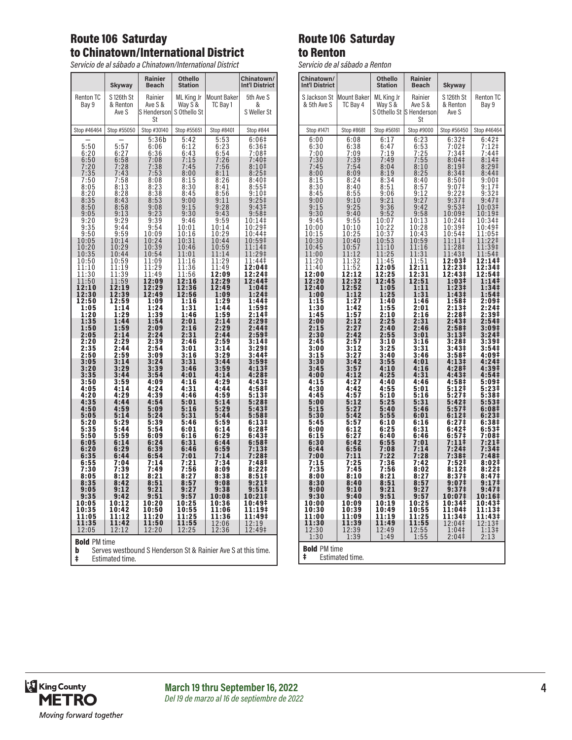## Route 106 Saturday to Chinatown/International District

*Servicio de al sábado a Chinatown/International District*

| | Skyway | Rainier Beach | Othello Station | | Chinatown/ Int'l District |
|---|---|---|---|---|---|
| Renton TC Bay 9 | S 126th St & Renton Ave S | Rainier Ave S & S Henderson St | ML King Jr Way S & S Othello St | Mount Baker TC Bay 1 | 5th Ave S & S Weller St |
| Stop #46464 | Stop #55050 | Stop #30140 | Stop #55651 | Stop #8401 | Stop #844 |
| — | — | 5:36b | 5:42 | 5:53 | 6:06‡ |
| 5:50 | 5:57 | 6:06 | 6:12 | 6:23 | 6:36‡ |
| 6:20 | 6:27 | 6:36 | 6:43 | 6:54 | 7:08‡ |
| 6:50 | 6:58 | 7:08 | 7:15 | 7:26 | 7:40‡ |
| 7:20 | 7:28 | 7:38 | 7:45 | 7:56 | 8:10‡ |
| 7:35 | 7:43 | 7:53 | 8:00 | 8:11 | 8:25‡ |
| 7:50 | 7:58 | 8:08 | 8:15 | 8:26 | 8:40‡ |
| 8:05 | 8:13 | 8:23 | 8:30 | 8:41 | 8:55‡ |
| 8:20 | 8:28 | 8:38 | 8:45 | 8:56 | 9:10‡ |
| 8:35 | 8:43 | 8:53 | 9:00 | 9:11 | 9:25‡ |
| 8:50 | 8:58 | 9:08 | 9:15 | 9:28 | 9:43‡ |
| 9:05 | 9:13 | 9:23 | 9:30 | 9:43 | 9:58‡ |
| 9:20 | 9:29 | 9:39 | 9:46 | 9:59 | 10:14‡ |
| 9:35 | 9:44 | 9:54 | 10:01 | 10:14 | 10:29‡ |
| 9:50 | 9:59 | 10:09 | 10:16 | 10:29 | 10:44‡ |
| 10:05 | 10:14 | 10:24 | 10:31 | 10:44 | 10:59‡ |
| 10:20 | 10:29 | 10:39 | 10:46 | 10:59 | 11:14‡ |
| 10:35 | 10:44 | 10:54 | 11:01 | 11:14 | 11:29‡ |
| 10:50 | 10:59 | 11:09 | 11:16 | 11:29 | 11:44‡ |
| 11:10 | 11:19 | 11:29 | 11:36 | 11:49 | **12:04‡** |
| 11:30 | 11:39 | 11:49 | 11:56 | **12:09** | **12:24‡** |
| 11:50 | 11:59 | **12:09** | **12:16** | **12:29** | **12:44‡** |
| **12:10** | **12:19** | **12:29** | **12:36** | **12:49** | **1:04‡** |
| **12:30** | **12:39** | **12:49** | **12:56** | **1:09** | **1:24‡** |
| **12:50** | **12:59** | **1:09** | **1:16** | **1:29** | **1:44‡** |
| **1:05** | **1:14** | **1:24** | **1:31** | **1:44** | **1:59‡** |
| **1:20** | **1:29** | **1:39** | **1:46** | **1:59** | **2:14‡** |
| **1:35** | **1:44** | **1:54** | **2:01** | **2:14** | **2:29‡** |
| **1:50** | **1:59** | **2:09** | **2:16** | **2:29** | **2:44‡** |
| **2:05** | **2:14** | **2:24** | **2:31** | **2:44** | **2:59‡** |
| **2:20** | **2:29** | **2:39** | **2:46** | **2:59** | **3:14‡** |
| **2:35** | **2:44** | **2:54** | **3:01** | **3:14** | **3:29‡** |
| **2:50** | **2:59** | **3:09** | **3:16** | **3:29** | **3:44‡** |
| **3:05** | **3:14** | **3:24** | **3:31** | **3:44** | **3:59‡** |
| **3:20** | **3:29** | **3:39** | **3:46** | **3:59** | **4:13‡** |
| **3:35** | **3:44** | **3:54** | **4:01** | **4:14** | **4:28‡** |
| **3:50** | **3:59** | **4:09** | **4:16** | **4:29** | **4:43‡** |
| **4:05** | **4:14** | **4:24** | **4:31** | **4:44** | **4:58‡** |
| **4:20** | **4:29** | **4:39** | **4:46** | **4:59** | **5:13‡** |
| **4:35** | **4:44** | **4:54** | **5:01** | **5:14** | **5:28‡** |
| **4:50** | **4:59** | **5:09** | **5:16** | **5:29** | **5:43‡** |
| **5:05** | **5:14** | **5:24** | **5:31** | **5:44** | **5:58‡** |
| **5:20** | **5:29** | **5:39** | **5:46** | **5:59** | **6:13‡** |
| **5:35** | **5:44** | **5:54** | **6:01** | **6:14** | **6:28‡** |
| **5:50** | **5:59** | **6:09** | **6:16** | **6:29** | **6:43‡** |
| **6:05** | **6:14** | **6:24** | **6:31** | **6:44** | **6:58‡** |
| **6:20** | **6:29** | **6:39** | **6:46** | **6:59** | **7:13‡** |
| **6:35** | **6:44** | **6:54** | **7:01** | **7:14** | **7:28‡** |
| **6:55** | **7:04** | **7:14** | **7:21** | **7:34** | **7:48‡** |
| **7:30** | **7:39** | **7:49** | **7:56** | **8:09** | **8:22‡** |
| **8:05** | **8:12** | **8:21** | **8:27** | **8:38** | **8:51‡** |
| **8:35** | **8:42** | **8:51** | **8:57** | **9:08** | **9:21‡** |
| **9:05** | **9:12** | **9:21** | **9:27** | **9:38** | **9:51‡** |
| **9:35** | **9:42** | **9:51** | **9:57** | **10:08** | **10:21‡** |
| **10:05** | **10:12** | **10:20** | **10:25** | **10:36** | **10:49‡** |
| **10:35** | **10:42** | **10:50** | **10:55** | **11:06** | **11:19‡** |
| **11:05** | **11:12** | **11:20** | **11:25** | **11:36** | **11:49‡** |
| **11:35** | **11:42** | **11:50** | **11:55** | 12:06 | 12:19 |
| 12:05 | 12:12 | 12:20 | 12:25 | 12:36 | 12:49‡ |

**Bold** PM time
**b** Serves westbound S Henderson St & Rainier Ave S at this time.
**‡** Estimated time.

## Route 106 Saturday to Renton

*Servicio de al sábado a Renton*

| Chinatown/ Int'l District | | Othello Station | Rainier Beach | Skyway | |
|---|---|---|---|---|---|
| S Jackson St & 5th Ave S | Mount Baker TC Bay 4 | ML King Jr Way S & S Othello St | Rainier Ave S & S Henderson St | S 126th St & Renton Ave S | Renton TC Bay 9 |
| Stop #1471 | Stop #8681 | Stop #56161 | Stop #9000 | Stop #56450 | Stop #46464 |
| 6:00 | 6:08 | 6:17 | 6:23 | 6:32‡ | 6:42‡ |
| 6:30 | 6:38 | 6:47 | 6:53 | 7:02‡ | 7:12‡ |
| 7:00 | 7:09 | 7:19 | 7:25 | 7:34‡ | 7:44‡ |
| 7:30 | 7:39 | 7:49 | 7:55 | 8:04‡ | 8:14‡ |
| 7:45 | 7:54 | 8:04 | 8:10 | 8:19‡ | 8:29‡ |
| 8:00 | 8:09 | 8:19 | 8:25 | 8:34‡ | 8:44‡ |
| 8:15 | 8:24 | 8:34 | 8:40 | 8:50‡ | 9:00‡ |
| 8:30 | 8:40 | 8:51 | 8:57 | 9:07‡ | 9:17‡ |
| 8:45 | 8:55 | 9:06 | 9:12 | 9:22‡ | 9:32‡ |
| 9:00 | 9:10 | 9:21 | 9:27 | 9:37‡ | 9:47‡ |
| 9:15 | 9:25 | 9:36 | 9:42 | 9:53‡ | 10:03‡ |
| 9:30 | 9:40 | 9:52 | 9:58 | 10:09‡ | 10:19‡ |
| 9:45 | 9:55 | 10:07 | 10:13 | 10:24‡ | 10:34‡ |
| 10:00 | 10:10 | 10:22 | 10:28 | 10:39‡ | 10:49‡ |
| 10:15 | 10:25 | 10:37 | 10:43 | 10:54‡ | 11:05‡ |
| 10:30 | 10:40 | 10:53 | 10:59 | 11:11‡ | 11:22‡ |
| 10:45 | 10:57 | 11:10 | 11:16 | 11:28‡ | 11:39‡ |
| 11:00 | 11:12 | 11:25 | 11:31 | 11:43‡ | 11:54‡ |
| 11:20 | 11:32 | 11:45 | 11:51 | **12:03‡** | **12:14‡** |
| 11:40 | 11:52 | **12:05** | **12:11** | **12:23‡** | **12:34‡** |
| **12:00** | **12:12** | **12:25** | **12:31** | **12:43‡** | **12:54‡** |
| **12:20** | **12:32** | **12:45** | **12:51** | **1:03‡** | **1:14‡** |
| **12:40** | **12:52** | **1:05** | **1:11** | **1:23‡** | **1:34‡** |
| **1:00** | **1:12** | **1:25** | **1:31** | **1:43‡** | **1:54‡** |
| **1:15** | **1:27** | **1:40** | **1:46** | **1:58‡** | **2:09‡** |
| **1:30** | **1:42** | **1:55** | **2:01** | **2:13‡** | **2:24‡** |
| **1:45** | **1:57** | **2:10** | **2:16** | **2:28‡** | **2:39‡** |
| **2:00** | **2:12** | **2:25** | **2:31** | **2:43‡** | **2:54‡** |
| **2:15** | **2:27** | **2:40** | **2:46** | **2:58‡** | **3:09‡** |
| **2:30** | **2:42** | **2:55** | **3:01** | **3:13‡** | **3:24‡** |
| **2:45** | **2:57** | **3:10** | **3:16** | **3:28‡** | **3:39‡** |
| **3:00** | **3:12** | **3:25** | **3:31** | **3:43‡** | **3:54‡** |
| **3:15** | **3:27** | **3:40** | **3:46** | **3:58‡** | **4:09‡** |
| **3:30** | **3:42** | **3:55** | **4:01** | **4:13‡** | **4:24‡** |
| **3:45** | **3:57** | **4:10** | **4:16** | **4:28‡** | **4:39‡** |
| **4:00** | **4:12** | **4:25** | **4:31** | **4:43‡** | **4:54‡** |
| **4:15** | **4:27** | **4:40** | **4:46** | **4:58‡** | **5:09‡** |
| **4:30** | **4:42** | **4:55** | **5:01** | **5:12‡** | **5:23‡** |
| **4:45** | **4:57** | **5:10** | **5:16** | **5:27‡** | **5:38‡** |
| **5:00** | **5:12** | **5:25** | **5:31** | **5:42‡** | **5:53‡** |
| **5:15** | **5:27** | **5:40** | **5:46** | **5:57‡** | **6:08‡** |
| **5:30** | **5:42** | **5:55** | **6:01** | **6:12‡** | **6:23‡** |
| **5:45** | **5:57** | **6:10** | **6:16** | **6:27‡** | **6:38‡** |
| **6:00** | **6:12** | **6:25** | **6:31** | **6:42‡** | **6:53‡** |
| **6:15** | **6:27** | **6:40** | **6:46** | **6:57‡** | **7:08‡** |
| **6:30** | **6:42** | **6:55** | **7:01** | **7:11‡** | **7:21‡** |
| **6:44** | **6:56** | **7:08** | **7:14** | **7:24‡** | **7:34‡** |
| **7:00** | **7:11** | **7:22** | **7:28** | **7:38‡** | **7:48‡** |
| **7:15** | **7:25** | **7:36** | **7:42** | **7:52‡** | **8:02‡** |
| **7:35** | **7:45** | **7:56** | **8:02** | **8:12‡** | **8:22‡** |
| **8:00** | **8:10** | **8:21** | **8:27** | **8:37‡** | **8:47‡** |
| **8:30** | **8:40** | **8:51** | **8:57** | **9:07‡** | **9:17‡** |
| **9:00** | **9:10** | **9:21** | **9:27** | **9:37‡** | **9:47‡** |
| **9:30** | **9:40** | **9:51** | **9:57** | **10:07‡** | **10:16‡** |
| **10:00** | **10:09** | **10:19** | **10:25** | **10:34‡** | **10:43‡** |
| **10:30** | **10:39** | **10:49** | **10:55** | **11:04‡** | **11:13‡** |
| **11:00** | **11:09** | **11:19** | **11:25** | **11:34‡** | **11:43‡** |
| **11:30** | **11:39** | **11:49** | **11:55** | 12:04‡ | 12:13‡ |
| 12:30 | 12:39 | 12:49 | 12:55 | 1:04‡ | 1:13‡ |
| 1:30 | 1:39 | 1:49 | 1:55 | 2:04‡ | 2:13 |

**Bold** PM time
**‡** Estimated time.

King County METRO — Moving forward together

**March 19 thru September 16, 2022**
*Del 19 de marzo al 16 de septiembre de 2022*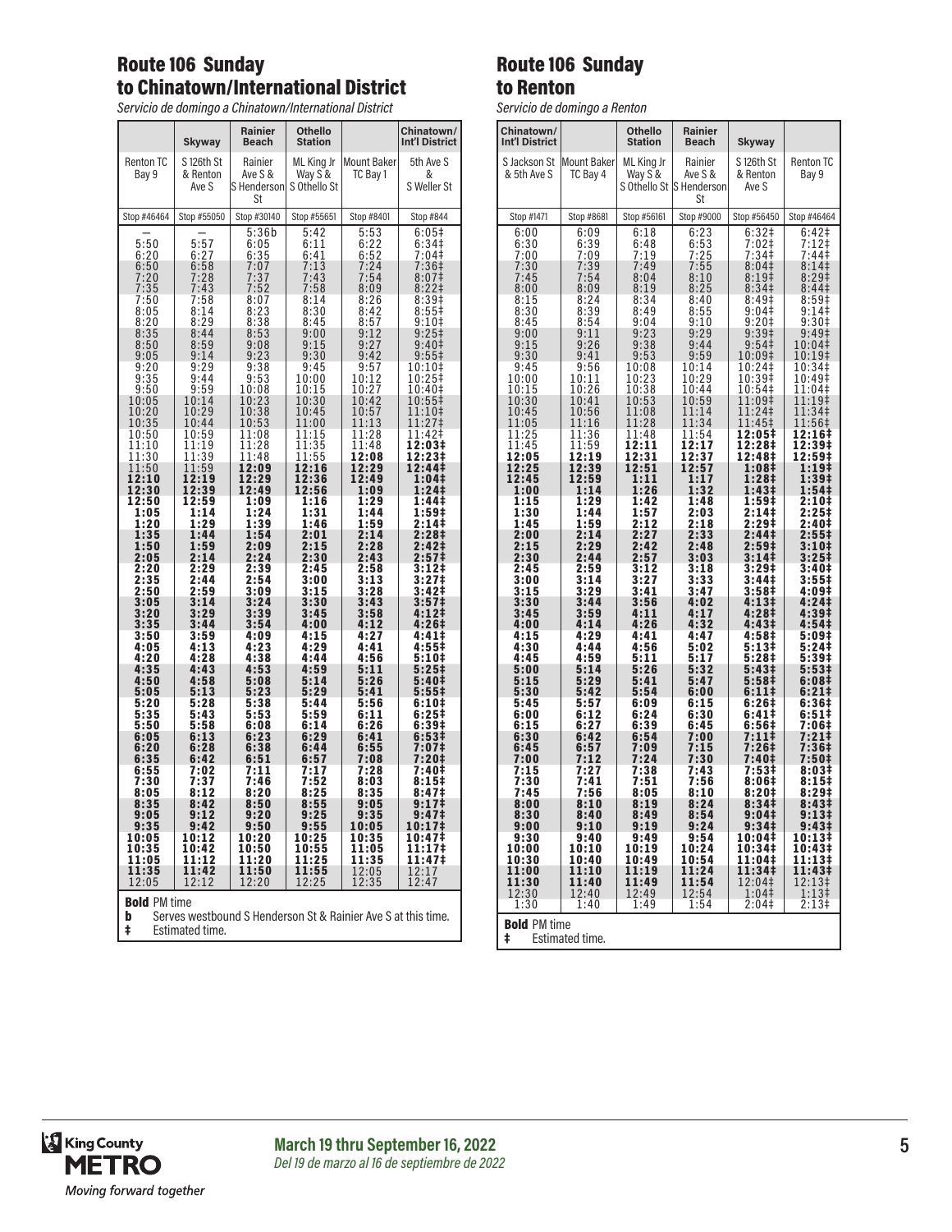## Route 106 Sunday to Chinatown/International District

*Servicio de domingo a Chinatown/International District*

| | Skyway | Rainier Beach | Othello Station | | Chinatown/ Int'l District |
|---|---|---|---|---|---|
| Renton TC Bay 9 | S 126th St & Renton Ave S | Rainier Ave S & S Henderson St | ML King Jr Way S & S Othello St | Mount Baker TC Bay 1 | 5th Ave S & S Weller St |
| Stop #46464 | Stop #55050 | Stop #30140 | Stop #55651 | Stop #8401 | Stop #844 |
| — | — | 5:36b | 5:42 | 5:53 | 6:05‡ |
| 5:50 | 5:57 | 6:05 | 6:11 | 6:22 | 6:34‡ |
| 6:20 | 6:27 | 6:35 | 6:41 | 6:52 | 7:04‡ |
| 6:50 | 6:58 | 7:07 | 7:13 | 7:24 | 7:36‡ |
| 7:20 | 7:28 | 7:37 | 7:43 | 7:54 | 8:07‡ |
| 7:35 | 7:43 | 7:52 | 7:58 | 8:09 | 8:22‡ |
| 7:50 | 7:58 | 8:07 | 8:14 | 8:26 | 8:39‡ |
| 8:05 | 8:14 | 8:23 | 8:30 | 8:42 | 8:55‡ |
| 8:20 | 8:29 | 8:38 | 8:45 | 8:57 | 9:10‡ |
| 8:35 | 8:44 | 8:53 | 9:00 | 9:12 | 9:25‡ |
| 8:50 | 8:59 | 9:08 | 9:15 | 9:27 | 9:40‡ |
| 9:05 | 9:14 | 9:23 | 9:30 | 9:42 | 9:55‡ |
| 9:20 | 9:29 | 9:38 | 9:45 | 9:57 | 10:10‡ |
| 9:35 | 9:44 | 9:53 | 10:00 | 10:12 | 10:25‡ |
| 9:50 | 9:59 | 10:08 | 10:15 | 10:27 | 10:40‡ |
| 10:05 | 10:14 | 10:23 | 10:30 | 10:42 | 10:55‡ |
| 10:20 | 10:29 | 10:38 | 10:45 | 10:57 | 11:10‡ |
| 10:35 | 10:44 | 10:53 | 11:00 | 11:13 | 11:27‡ |
| 10:50 | 10:59 | 11:08 | 11:15 | 11:28 | 11:42‡ |
| 11:10 | 11:19 | 11:28 | 11:35 | 11:48 | **12:03‡** |
| 11:30 | 11:39 | 11:48 | 11:55 | **12:08** | **12:23‡** |
| 11:50 | 11:59 | **12:09** | **12:16** | **12:29** | **12:44‡** |
| **12:10** | **12:19** | **12:29** | **12:36** | **12:49** | **1:04‡** |
| **12:30** | **12:39** | **12:49** | **12:56** | **1:09** | **1:24‡** |
| **12:50** | **12:59** | **1:09** | **1:16** | **1:29** | **1:44‡** |
| **1:05** | **1:14** | **1:24** | **1:31** | **1:44** | **1:59‡** |
| **1:20** | **1:29** | **1:39** | **1:46** | **1:59** | **2:14‡** |
| **1:35** | **1:44** | **1:54** | **2:01** | **2:14** | **2:28‡** |
| **1:50** | **1:59** | **2:09** | **2:15** | **2:28** | **2:42‡** |
| **2:05** | **2:14** | **2:24** | **2:30** | **2:43** | **2:57‡** |
| **2:20** | **2:29** | **2:39** | **2:45** | **2:58** | **3:12‡** |
| **2:35** | **2:44** | **2:54** | **3:00** | **3:13** | **3:27‡** |
| **2:50** | **2:59** | **3:09** | **3:15** | **3:28** | **3:42‡** |
| **3:05** | **3:14** | **3:24** | **3:30** | **3:43** | **3:57‡** |
| **3:20** | **3:29** | **3:39** | **3:45** | **3:58** | **4:12‡** |
| **3:35** | **3:44** | **3:54** | **4:00** | **4:12** | **4:26‡** |
| **3:50** | **3:59** | **4:09** | **4:15** | **4:27** | **4:41‡** |
| **4:05** | **4:13** | **4:23** | **4:29** | **4:41** | **4:55‡** |
| **4:20** | **4:28** | **4:38** | **4:44** | **4:56** | **5:10‡** |
| **4:35** | **4:43** | **4:53** | **4:59** | **5:11** | **5:25‡** |
| **4:50** | **4:58** | **5:08** | **5:14** | **5:26** | **5:40‡** |
| **5:05** | **5:13** | **5:23** | **5:29** | **5:41** | **5:55‡** |
| **5:20** | **5:28** | **5:38** | **5:44** | **5:56** | **6:10‡** |
| **5:35** | **5:43** | **5:53** | **5:59** | **6:11** | **6:25‡** |
| **5:50** | **5:58** | **6:08** | **6:14** | **6:26** | **6:39‡** |
| **6:05** | **6:13** | **6:23** | **6:29** | **6:41** | **6:53‡** |
| **6:20** | **6:28** | **6:38** | **6:44** | **6:55** | **7:07‡** |
| **6:35** | **6:42** | **6:51** | **6:57** | **7:08** | **7:20‡** |
| **6:55** | **7:02** | **7:11** | **7:17** | **7:28** | **7:40‡** |
| **7:30** | **7:37** | **7:46** | **7:52** | **8:03** | **8:15‡** |
| **8:05** | **8:12** | **8:20** | **8:25** | **8:35** | **8:47‡** |
| **8:35** | **8:42** | **8:50** | **8:55** | **9:05** | **9:17‡** |
| **9:05** | **9:12** | **9:20** | **9:25** | **9:35** | **9:47‡** |
| **9:35** | **9:42** | **9:50** | **9:55** | **10:05** | **10:17‡** |
| **10:05** | **10:12** | **10:20** | **10:25** | **10:35** | **10:47‡** |
| **10:35** | **10:42** | **10:50** | **10:55** | **11:05** | **11:17‡** |
| **11:05** | **11:12** | **11:20** | **11:25** | **11:35** | **11:47‡** |
| **11:35** | **11:42** | **11:50** | **11:55** | 12:05 | 12:17 |
| 12:05 | 12:12 | 12:20 | 12:25 | 12:35 | 12:47 |

**Bold** PM time

**b** Serves westbound S Henderson St & Rainier Ave S at this time.

**‡** Estimated time.

## Route 106 Sunday to Renton

*Servicio de domingo a Renton*

| Chinatown/ Int'l District | | Othello Station | Rainier Beach | Skyway | |
|---|---|---|---|---|---|
| S Jackson St & 5th Ave S | Mount Baker TC Bay 4 | ML King Jr Way S & S Othello St | Rainier Ave S & S Henderson St | S 126th St & Renton Ave S | Renton TC Bay 9 |
| Stop #1471 | Stop #8681 | Stop #56161 | Stop #9000 | Stop #56450 | Stop #46464 |
| 6:00 | 6:09 | 6:18 | 6:23 | 6:32‡ | 6:42‡ |
| 6:30 | 6:39 | 6:48 | 6:53 | 7:02‡ | 7:12‡ |
| 7:00 | 7:09 | 7:19 | 7:25 | 7:34‡ | 7:44‡ |
| 7:30 | 7:39 | 7:49 | 7:55 | 8:04‡ | 8:14‡ |
| 7:45 | 7:54 | 8:04 | 8:10 | 8:19‡ | 8:29‡ |
| 8:00 | 8:09 | 8:19 | 8:25 | 8:34‡ | 8:44‡ |
| 8:15 | 8:24 | 8:34 | 8:40 | 8:49‡ | 8:59‡ |
| 8:30 | 8:39 | 8:49 | 8:55 | 9:04‡ | 9:14‡ |
| 8:45 | 8:54 | 9:04 | 9:10 | 9:20‡ | 9:30‡ |
| 9:00 | 9:11 | 9:23 | 9:29 | 9:39‡ | 9:49‡ |
| 9:15 | 9:26 | 9:38 | 9:44 | 9:54‡ | 10:04‡ |
| 9:30 | 9:41 | 9:53 | 9:59 | 10:09‡ | 10:19‡ |
| 9:45 | 9:56 | 10:08 | 10:14 | 10:24‡ | 10:34‡ |
| 10:00 | 10:11 | 10:23 | 10:29 | 10:39‡ | 10:49‡ |
| 10:15 | 10:26 | 10:38 | 10:44 | 10:54‡ | 11:04‡ |
| 10:30 | 10:41 | 10:53 | 10:59 | 11:09‡ | 11:19‡ |
| 10:45 | 10:56 | 11:08 | 11:14 | 11:24‡ | 11:34‡ |
| 11:05 | 11:16 | 11:28 | 11:34 | 11:45‡ | 11:56‡ |
| 11:25 | 11:36 | 11:48 | 11:54 | **12:05‡** | **12:16‡** |
| 11:45 | 11:59 | **12:11** | **12:17** | **12:28‡** | **12:39‡** |
| **12:05** | **12:19** | **12:31** | **12:37** | **12:48‡** | **12:59‡** |
| **12:25** | **12:39** | **12:51** | **12:57** | **1:08‡** | **1:19‡** |
| **12:45** | **12:59** | **1:11** | **1:17** | **1:28‡** | **1:39‡** |
| **1:00** | **1:14** | **1:26** | **1:32** | **1:43‡** | **1:54‡** |
| **1:15** | **1:29** | **1:42** | **1:48** | **1:59‡** | **2:10‡** |
| **1:30** | **1:44** | **1:57** | **2:03** | **2:14‡** | **2:25‡** |
| **1:45** | **1:59** | **2:12** | **2:18** | **2:29‡** | **2:40‡** |
| **2:00** | **2:14** | **2:27** | **2:33** | **2:44‡** | **2:55‡** |
| **2:15** | **2:29** | **2:42** | **2:48** | **2:59‡** | **3:10‡** |
| **2:30** | **2:44** | **2:57** | **3:03** | **3:14‡** | **3:25‡** |
| **2:45** | **2:59** | **3:12** | **3:18** | **3:29‡** | **3:40‡** |
| **3:00** | **3:14** | **3:27** | **3:33** | **3:44‡** | **3:55‡** |
| **3:15** | **3:29** | **3:41** | **3:47** | **3:58‡** | **4:09‡** |
| **3:30** | **3:44** | **3:56** | **4:02** | **4:13‡** | **4:24‡** |
| **3:45** | **3:59** | **4:11** | **4:17** | **4:28‡** | **4:39‡** |
| **4:00** | **4:14** | **4:26** | **4:32** | **4:43‡** | **4:54‡** |
| **4:15** | **4:29** | **4:41** | **4:47** | **4:58‡** | **5:09‡** |
| **4:30** | **4:44** | **4:56** | **5:02** | **5:13‡** | **5:24‡** |
| **4:45** | **4:59** | **5:11** | **5:17** | **5:28‡** | **5:39‡** |
| **5:00** | **5:14** | **5:26** | **5:32** | **5:43‡** | **5:53‡** |
| **5:15** | **5:29** | **5:41** | **5:47** | **5:58‡** | **6:08‡** |
| **5:30** | **5:42** | **5:54** | **6:00** | **6:11‡** | **6:21‡** |
| **5:45** | **5:57** | **6:09** | **6:15** | **6:26‡** | **6:36‡** |
| **6:00** | **6:12** | **6:24** | **6:30** | **6:41‡** | **6:51‡** |
| **6:15** | **6:27** | **6:39** | **6:45** | **6:56‡** | **7:06‡** |
| **6:30** | **6:42** | **6:54** | **7:00** | **7:11‡** | **7:21‡** |
| **6:45** | **6:57** | **7:09** | **7:15** | **7:26‡** | **7:36‡** |
| **7:00** | **7:12** | **7:24** | **7:30** | **7:40‡** | **7:50‡** |
| **7:15** | **7:27** | **7:38** | **7:43** | **7:53‡** | **8:03‡** |
| **7:30** | **7:41** | **7:51** | **7:56** | **8:06‡** | **8:15‡** |
| **7:45** | **7:56** | **8:05** | **8:10** | **8:20‡** | **8:29‡** |
| **8:00** | **8:10** | **8:19** | **8:24** | **8:34‡** | **8:43‡** |
| **8:30** | **8:40** | **8:49** | **8:54** | **9:04‡** | **9:13‡** |
| **9:00** | **9:10** | **9:19** | **9:24** | **9:34‡** | **9:43‡** |
| **9:30** | **9:40** | **9:49** | **9:54** | **10:04‡** | **10:13‡** |
| **10:00** | **10:10** | **10:19** | **10:24** | **10:34‡** | **10:43‡** |
| **10:30** | **10:40** | **10:49** | **10:54** | **11:04‡** | **11:13‡** |
| **11:00** | **11:10** | **11:19** | **11:24** | **11:34‡** | **11:43‡** |
| **11:30** | **11:40** | **11:49** | **11:54** | 12:04‡ | 12:13‡ |
| 12:30 | 12:40 | 12:49 | 12:54 | 1:04‡ | 1:13‡ |
| 1:30 | 1:40 | 1:49 | 1:54 | 2:04‡ | 2:13‡ |

**Bold** PM time

**‡** Estimated time.

King County METRO
*Moving forward together*

**March 19 thru September 16, 2022**
*Del 19 de marzo al 16 de septiembre de 2022*